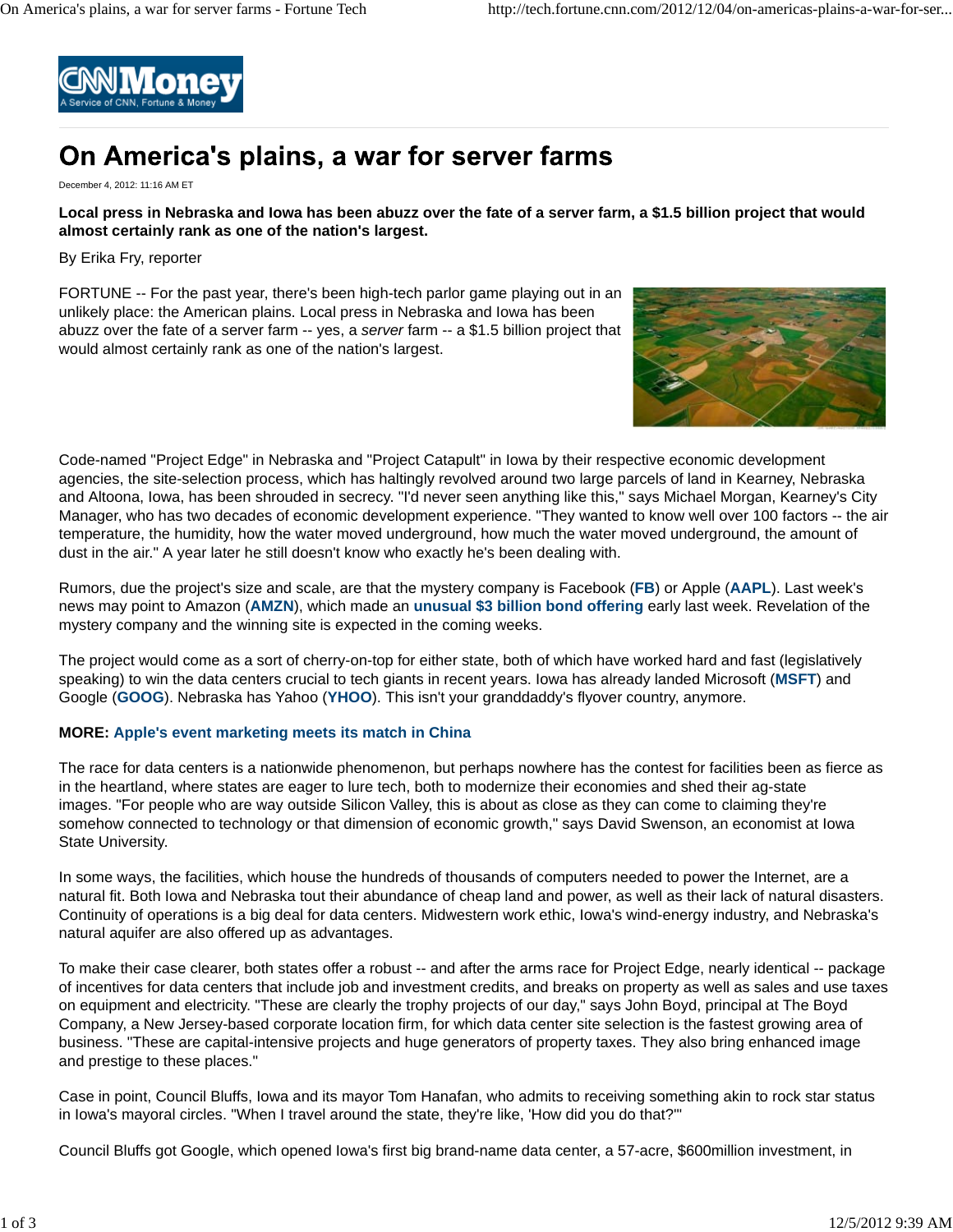# On America's plains, a war for server farms

December 4, 2012: 11:16 AM ET

**Local press in Nebraska and Iowa has been abuzz over the fate of a server farm, a $1.5 billion project that would almost certainly rank as one of the nation's largest.**

By Erika Fry, reporter

FORTUNE -- For the past year, there's been high-tech parlor game playing out in an unlikely place: the American plains. Local press in Nebraska and Iowa has been abuzz over the fate of a server farm -- yes, a *server* farm -- a $1.5 billion project that would almost certainly rank as one of the nation's largest.

Code-named "Project Edge" in Nebraska and "Project Catapult" in Iowa by their respective economic development agencies, the site-selection process, which has haltingly revolved around two large parcels of land in Kearney, Nebraska and Altoona, Iowa, has been shrouded in secrecy. "I'd never seen anything like this," says Michael Morgan, Kearney's City Manager, who has two decades of economic development experience. "They wanted to know well over 100 factors -- the air temperature, the humidity, how the water moved underground, how much the water moved underground, the amount of dust in the air." A year later he still doesn't know who exactly he's been dealing with.

Rumors, due the project's size and scale, are that the mystery company is Facebook (**FB**) or Apple (**AAPL**). Last week's news may point to Amazon (**AMZN**), which made an **unusual $3 billion bond offering** early last week. Revelation of the mystery company and the winning site is expected in the coming weeks.

The project would come as a sort of cherry-on-top for either state, both of which have worked hard and fast (legislatively speaking) to win the data centers crucial to tech giants in recent years. Iowa has already landed Microsoft (**MSFT**) and Google (**GOOG**). Nebraska has Yahoo (**YHOO**). This isn't your granddaddy's flyover country, anymore.

**MORE: Apple's event marketing meets its match in China**

The race for data centers is a nationwide phenomenon, but perhaps nowhere has the contest for facilities been as fierce as in the heartland, where states are eager to lure tech, both to modernize their economies and shed their ag-state images. "For people who are way outside Silicon Valley, this is about as close as they can come to claiming they're somehow connected to technology or that dimension of economic growth," says David Swenson, an economist at Iowa State University.

In some ways, the facilities, which house the hundreds of thousands of computers needed to power the Internet, are a natural fit. Both Iowa and Nebraska tout their abundance of cheap land and power, as well as their lack of natural disasters. Continuity of operations is a big deal for data centers. Midwestern work ethic, Iowa's wind-energy industry, and Nebraska's natural aquifer are also offered up as advantages.

To make their case clearer, both states offer a robust -- and after the arms race for Project Edge, nearly identical -- package of incentives for data centers that include job and investment credits, and breaks on property as well as sales and use taxes on equipment and electricity. "These are clearly the trophy projects of our day," says John Boyd, principal at The Boyd Company, a New Jersey-based corporate location firm, for which data center site selection is the fastest growing area of business. "These are capital-intensive projects and huge generators of property taxes. They also bring enhanced image and prestige to these places."

Case in point, Council Bluffs, Iowa and its mayor Tom Hanafan, who admits to receiving something akin to rock star status in Iowa's mayoral circles. "When I travel around the state, they're like, 'How did you do that?'"

Council Bluffs got Google, which opened Iowa's first big brand-name data center, a 57-acre, $600million investment, in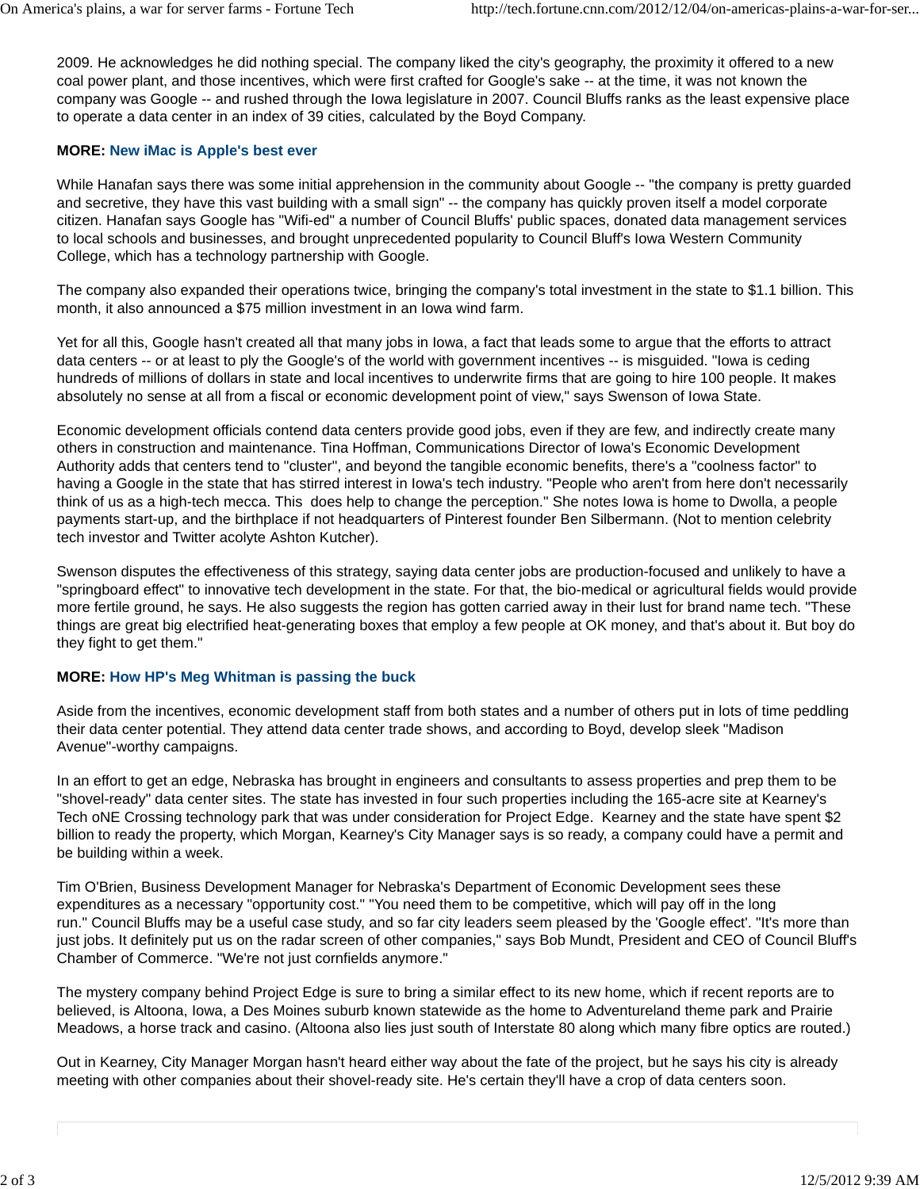2009. He acknowledges he did nothing special. The company liked the city's geography, the proximity it offered to a new coal power plant, and those incentives, which were first crafted for Google's sake -- at the time, it was not known the company was Google -- and rushed through the Iowa legislature in 2007. Council Bluffs ranks as the least expensive place to operate a data center in an index of 39 cities, calculated by the Boyd Company.

**MORE: New iMac is Apple's best ever**

While Hanafan says there was some initial apprehension in the community about Google -- "the company is pretty guarded and secretive, they have this vast building with a small sign" -- the company has quickly proven itself a model corporate citizen. Hanafan says Google has "Wifi-ed" a number of Council Bluffs' public spaces, donated data management services to local schools and businesses, and brought unprecedented popularity to Council Bluff's Iowa Western Community College, which has a technology partnership with Google.

The company also expanded their operations twice, bringing the company's total investment in the state to $1.1 billion. This month, it also announced a $75 million investment in an Iowa wind farm.

Yet for all this, Google hasn't created all that many jobs in Iowa, a fact that leads some to argue that the efforts to attract data centers -- or at least to ply the Google's of the world with government incentives -- is misguided. "Iowa is ceding hundreds of millions of dollars in state and local incentives to underwrite firms that are going to hire 100 people. It makes absolutely no sense at all from a fiscal or economic development point of view," says Swenson of Iowa State.

Economic development officials contend data centers provide good jobs, even if they are few, and indirectly create many others in construction and maintenance. Tina Hoffman, Communications Director of Iowa's Economic Development Authority adds that centers tend to "cluster", and beyond the tangible economic benefits, there's a "coolness factor" to having a Google in the state that has stirred interest in Iowa's tech industry. "People who aren't from here don't necessarily think of us as a high-tech mecca. This does help to change the perception." She notes Iowa is home to Dwolla, a people payments start-up, and the birthplace if not headquarters of Pinterest founder Ben Silbermann. (Not to mention celebrity tech investor and Twitter acolyte Ashton Kutcher).

Swenson disputes the effectiveness of this strategy, saying data center jobs are production-focused and unlikely to have a "springboard effect" to innovative tech development in the state. For that, the bio-medical or agricultural fields would provide more fertile ground, he says. He also suggests the region has gotten carried away in their lust for brand name tech. "These things are great big electrified heat-generating boxes that employ a few people at OK money, and that's about it. But boy do they fight to get them."

**MORE: How HP's Meg Whitman is passing the buck**

Aside from the incentives, economic development staff from both states and a number of others put in lots of time peddling their data center potential. They attend data center trade shows, and according to Boyd, develop sleek "Madison Avenue"-worthy campaigns.

In an effort to get an edge, Nebraska has brought in engineers and consultants to assess properties and prep them to be "shovel-ready" data center sites. The state has invested in four such properties including the 165-acre site at Kearney's Tech oNE Crossing technology park that was under consideration for Project Edge. Kearney and the state have spent $2 billion to ready the property, which Morgan, Kearney's City Manager says is so ready, a company could have a permit and be building within a week.

Tim O'Brien, Business Development Manager for Nebraska's Department of Economic Development sees these expenditures as a necessary "opportunity cost." "You need them to be competitive, which will pay off in the long run." Council Bluffs may be a useful case study, and so far city leaders seem pleased by the 'Google effect'. "It's more than just jobs. It definitely put us on the radar screen of other companies," says Bob Mundt, President and CEO of Council Bluff's Chamber of Commerce. "We're not just cornfields anymore."

The mystery company behind Project Edge is sure to bring a similar effect to its new home, which if recent reports are to believed, is Altoona, Iowa, a Des Moines suburb known statewide as the home to Adventureland theme park and Prairie Meadows, a horse track and casino. (Altoona also lies just south of Interstate 80 along which many fibre optics are routed.)

Out in Kearney, City Manager Morgan hasn't heard either way about the fate of the project, but he says his city is already meeting with other companies about their shovel-ready site. He's certain they'll have a crop of data centers soon.